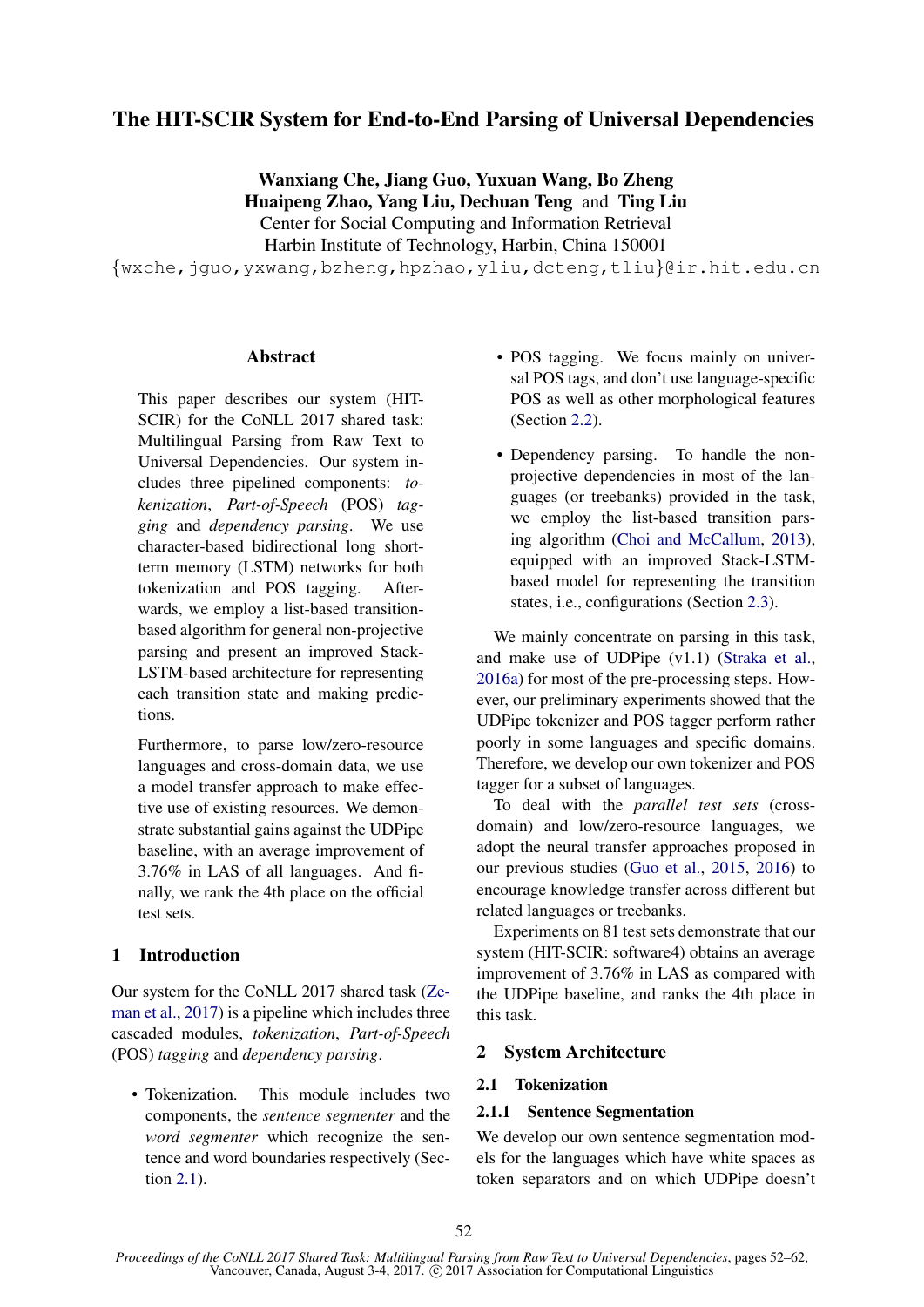# The HIT-SCIR System for End-to-End Parsing of Universal Dependencies

**Wanxiang Che, Jiang Guo, Yuxuan Wang, Bo Zheng**
**Huaipeng Zhao, Yang Liu, Dechuan Teng and Ting Liu**
Center for Social Computing and Information Retrieval
Harbin Institute of Technology, Harbin, China 150001
{wxche,jguo,yxwang,bzheng,hpzhao,yliu,dcteng,tliu}@ir.hit.edu.cn

## Abstract

This paper describes our system (HIT-SCIR) for the CoNLL 2017 shared task: Multilingual Parsing from Raw Text to Universal Dependencies. Our system includes three pipelined components: *tokenization*, *Part-of-Speech* (POS) *tagging* and *dependency parsing*. We use character-based bidirectional long short-term memory (LSTM) networks for both tokenization and POS tagging. Afterwards, we employ a list-based transition-based algorithm for general non-projective parsing and present an improved Stack-LSTM-based architecture for representing each transition state and making predictions.

Furthermore, to parse low/zero-resource languages and cross-domain data, we use a model transfer approach to make effective use of existing resources. We demonstrate substantial gains against the UDPipe baseline, with an average improvement of 3.76% in LAS of all languages. And finally, we rank the 4th place on the official test sets.

## 1 Introduction

Our system for the CoNLL 2017 shared task (Zeman et al., 2017) is a pipeline which includes three cascaded modules, *tokenization*, *Part-of-Speech* (POS) *tagging* and *dependency parsing*.

- Tokenization. This module includes two components, the *sentence segmenter* and the *word segmenter* which recognize the sentence and word boundaries respectively (Section 2.1).
- POS tagging. We focus mainly on universal POS tags, and don't use language-specific POS as well as other morphological features (Section 2.2).
- Dependency parsing. To handle the non-projective dependencies in most of the languages (or treebanks) provided in the task, we employ the list-based transition parsing algorithm (Choi and McCallum, 2013), equipped with an improved Stack-LSTM-based model for representing the transition states, i.e., configurations (Section 2.3).

We mainly concentrate on parsing in this task, and make use of UDPipe (v1.1) (Straka et al., 2016a) for most of the pre-processing steps. However, our preliminary experiments showed that the UDPipe tokenizer and POS tagger perform rather poorly in some languages and specific domains. Therefore, we develop our own tokenizer and POS tagger for a subset of languages.

To deal with the *parallel test sets* (cross-domain) and low/zero-resource languages, we adopt the neural transfer approaches proposed in our previous studies (Guo et al., 2015, 2016) to encourage knowledge transfer across different but related languages or treebanks.

Experiments on 81 test sets demonstrate that our system (HIT-SCIR: software4) obtains an average improvement of 3.76% in LAS as compared with the UDPipe baseline, and ranks the 4th place in this task.

## 2 System Architecture

### 2.1 Tokenization

#### 2.1.1 Sentence Segmentation

We develop our own sentence segmentation models for the languages which have white spaces as token separators and on which UDPipe doesn't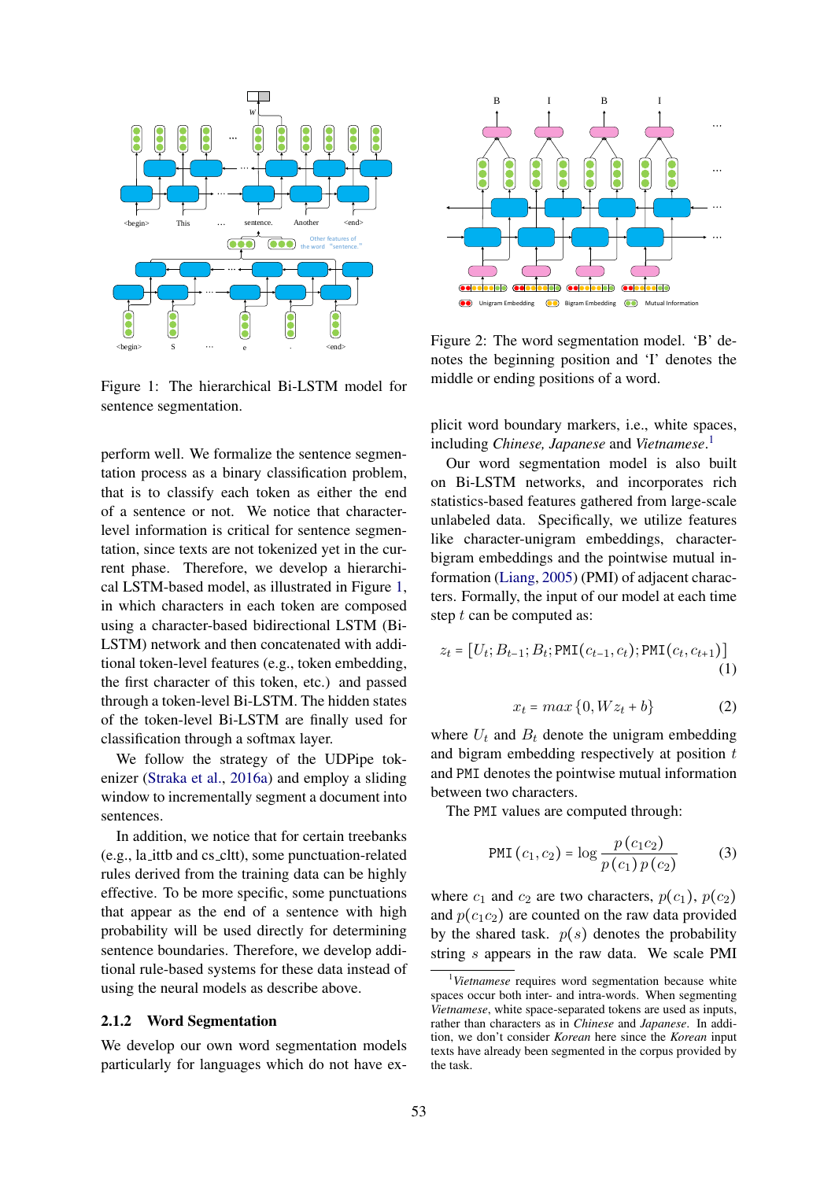Figure 1: The hierarchical Bi-LSTM model for sentence segmentation.

perform well. We formalize the sentence segmentation process as a binary classification problem, that is to classify each token as either the end of a sentence or not. We notice that character-level information is critical for sentence segmentation, since texts are not tokenized yet in the current phase. Therefore, we develop a hierarchical LSTM-based model, as illustrated in Figure 1, in which characters in each token are composed using a character-based bidirectional LSTM (Bi-LSTM) network and then concatenated with additional token-level features (e.g., token embedding, the first character of this token, etc.) and passed through a token-level Bi-LSTM. The hidden states of the token-level Bi-LSTM are finally used for classification through a softmax layer.

We follow the strategy of the UDPipe tokenizer (Straka et al., 2016a) and employ a sliding window to incrementally segment a document into sentences.

In addition, we notice that for certain treebanks (e.g., la_ittb and cs_cltt), some punctuation-related rules derived from the training data can be highly effective. To be more specific, some punctuations that appear as the end of a sentence with high probability will be used directly for determining sentence boundaries. Therefore, we develop additional rule-based systems for these data instead of using the neural models as describe above.

### 2.1.2 Word Segmentation

We develop our own word segmentation models particularly for languages which do not have explicit word boundary markers, i.e., white spaces, including *Chinese, Japanese* and *Vietnamese*.[1]

Figure 2: The word segmentation model. 'B' denotes the beginning position and 'I' denotes the middle or ending positions of a word.

Our word segmentation model is also built on Bi-LSTM networks, and incorporates rich statistics-based features gathered from large-scale unlabeled data. Specifically, we utilize features like character-unigram embeddings, character-bigram embeddings and the pointwise mutual information (Liang, 2005) (PMI) of adjacent characters. Formally, the input of our model at each time step $t$ can be computed as:

$$z_t = [U_t; B_{t-1}; B_t; \texttt{PMI}(c_{t-1}, c_t); \texttt{PMI}(c_t, c_{t+1})] \quad (1)$$

$$x_t = max\{0, Wz_t + b\} \quad (2)$$

where $U_t$ and $B_t$ denote the unigram embedding and bigram embedding respectively at position $t$ and PMI denotes the pointwise mutual information between two characters.

The PMI values are computed through:

$$\texttt{PMI}(c_1, c_2) = \log \frac{p(c_1 c_2)}{p(c_1)\, p(c_2)} \quad (3)$$

where $c_1$ and $c_2$ are two characters, $p(c_1)$, $p(c_2)$ and $p(c_1 c_2)$ are counted on the raw data provided by the shared task. $p(s)$ denotes the probability string $s$ appears in the raw data. We scale PMI

[1] *Vietnamese* requires word segmentation because white spaces occur both inter- and intra-words. When segmenting *Vietnamese*, white space-separated tokens are used as inputs, rather than characters as in *Chinese* and *Japanese*. In addition, we don't consider *Korean* here since the *Korean* input texts have already been segmented in the corpus provided by the task.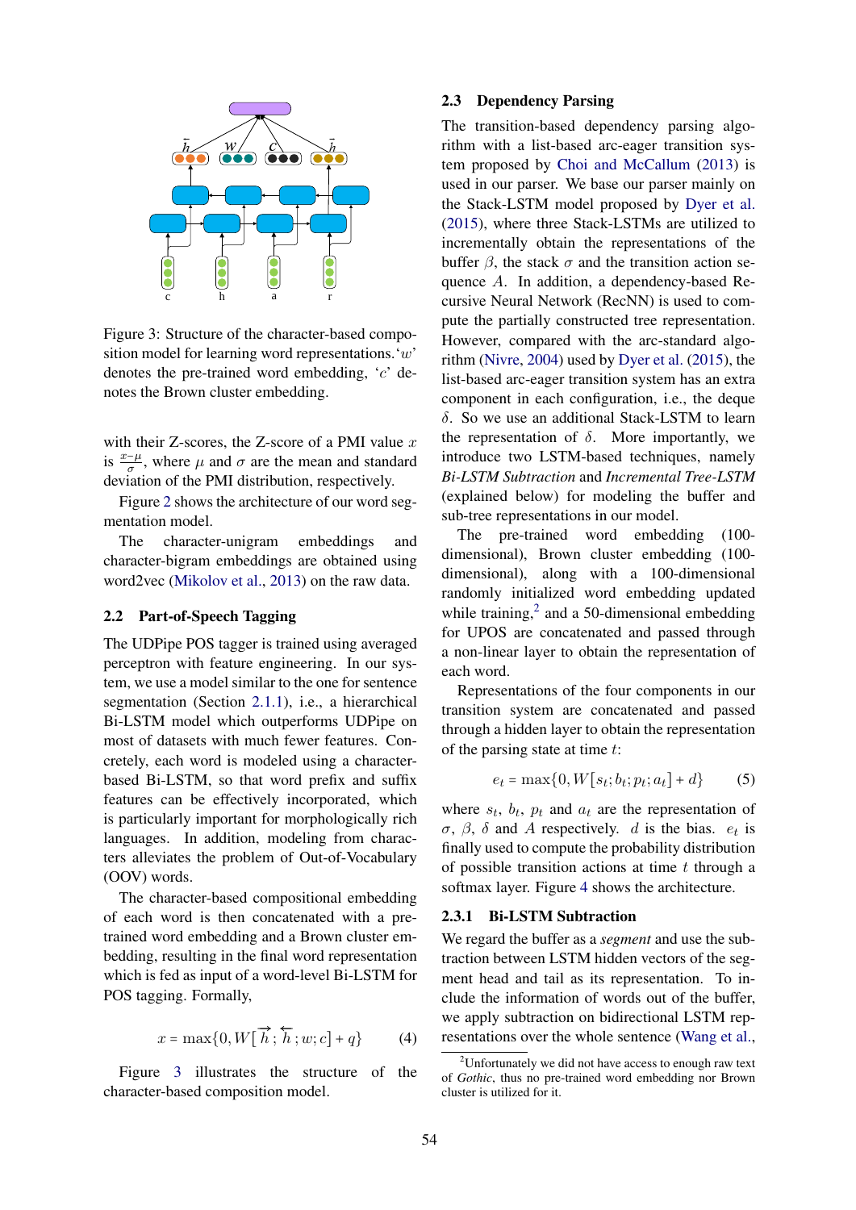Figure 3: Structure of the character-based composition model for learning word representations. '$w$' denotes the pre-trained word embedding, '$c$' denotes the Brown cluster embedding.

with their Z-scores, the Z-score of a PMI value $x$ is $\frac{x-\mu}{\sigma}$, where $\mu$ and $\sigma$ are the mean and standard deviation of the PMI distribution, respectively.

Figure 2 shows the architecture of our word segmentation model.

The character-unigram embeddings and character-bigram embeddings are obtained using word2vec (Mikolov et al., 2013) on the raw data.

### 2.2 Part-of-Speech Tagging

The UDPipe POS tagger is trained using averaged perceptron with feature engineering. In our system, we use a model similar to the one for sentence segmentation (Section 2.1.1), i.e., a hierarchical Bi-LSTM model which outperforms UDPipe on most of datasets with much fewer features. Concretely, each word is modeled using a character-based Bi-LSTM, so that word prefix and suffix features can be effectively incorporated, which is particularly important for morphologically rich languages. In addition, modeling from characters alleviates the problem of Out-of-Vocabulary (OOV) words.

The character-based compositional embedding of each word is then concatenated with a pre-trained word embedding and a Brown cluster embedding, resulting in the final word representation which is fed as input of a word-level Bi-LSTM for POS tagging. Formally,

$$x = \max\{0, W[\overrightarrow{h}; \overleftarrow{h}; w; c] + q\} \qquad (4)$$

Figure 3 illustrates the structure of the character-based composition model.

### 2.3 Dependency Parsing

The transition-based dependency parsing algorithm with a list-based arc-eager transition system proposed by Choi and McCallum (2013) is used in our parser. We base our parser mainly on the Stack-LSTM model proposed by Dyer et al. (2015), where three Stack-LSTMs are utilized to incrementally obtain the representations of the buffer $\beta$, the stack $\sigma$ and the transition action sequence $A$. In addition, a dependency-based Recursive Neural Network (RecNN) is used to compute the partially constructed tree representation. However, compared with the arc-standard algorithm (Nivre, 2004) used by Dyer et al. (2015), the list-based arc-eager transition system has an extra component in each configuration, i.e., the deque $\delta$. So we use an additional Stack-LSTM to learn the representation of $\delta$. More importantly, we introduce two LSTM-based techniques, namely *Bi-LSTM Subtraction* and *Incremental Tree-LSTM* (explained below) for modeling the buffer and sub-tree representations in our model.

The pre-trained word embedding (100-dimensional), Brown cluster embedding (100-dimensional), along with a 100-dimensional randomly initialized word embedding updated while training,[2] and a 50-dimensional embedding for UPOS are concatenated and passed through a non-linear layer to obtain the representation of each word.

Representations of the four components in our transition system are concatenated and passed through a hidden layer to obtain the representation of the parsing state at time $t$:

$$e_t = \max\{0, W[s_t; b_t; p_t; a_t] + d\} \qquad (5)$$

where $s_t$, $b_t$, $p_t$ and $a_t$ are the representation of $\sigma$, $\beta$, $\delta$ and $A$ respectively. $d$ is the bias. $e_t$ is finally used to compute the probability distribution of possible transition actions at time $t$ through a softmax layer. Figure 4 shows the architecture.

#### 2.3.1 Bi-LSTM Subtraction

We regard the buffer as a *segment* and use the subtraction between LSTM hidden vectors of the segment head and tail as its representation. To include the information of words out of the buffer, we apply subtraction on bidirectional LSTM representations over the whole sentence (Wang et al.,

[2] Unfortunately we did not have access to enough raw text of *Gothic*, thus no pre-trained word embedding nor Brown cluster is utilized for it.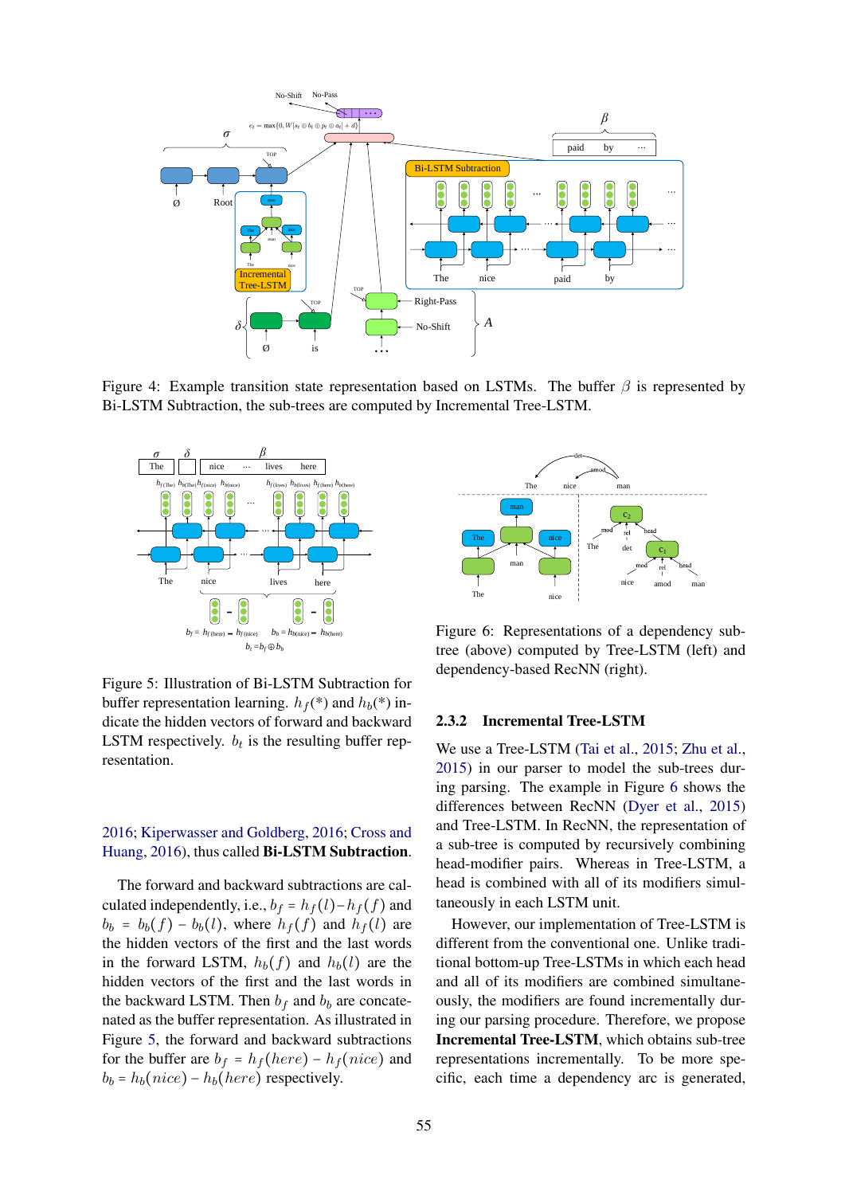Figure 4: Example transition state representation based on LSTMs. The buffer $\beta$ is represented by Bi-LSTM Subtraction, the sub-trees are computed by Incremental Tree-LSTM.

Figure 5: Illustration of Bi-LSTM Subtraction for buffer representation learning. $h_f(*)$ and $h_b(*)$ indicate the hidden vectors of forward and backward LSTM respectively. $b_t$ is the resulting buffer representation.

2016; Kiperwasser and Goldberg, 2016; Cross and Huang, 2016), thus called **Bi-LSTM Subtraction**.

The forward and backward subtractions are calculated independently, i.e., $b_f = h_f(l) - h_f(f)$ and $b_b = b_b(f) - b_b(l)$, where $h_f(f)$ and $h_f(l)$ are the hidden vectors of the first and the last words in the forward LSTM, $h_b(f)$ and $h_b(l)$ are the hidden vectors of the first and the last words in the backward LSTM. Then $b_f$ and $b_b$ are concatenated as the buffer representation. As illustrated in Figure 5, the forward and backward subtractions for the buffer are $b_f = h_f(here) - h_f(nice)$ and $b_b = h_b(nice) - h_b(here)$ respectively.

Figure 6: Representations of a dependency subtree (above) computed by Tree-LSTM (left) and dependency-based RecNN (right).

### 2.3.2 Incremental Tree-LSTM

We use a Tree-LSTM (Tai et al., 2015; Zhu et al., 2015) in our parser to model the sub-trees during parsing. The example in Figure 6 shows the differences between RecNN (Dyer et al., 2015) and Tree-LSTM. In RecNN, the representation of a sub-tree is computed by recursively combining head-modifier pairs. Whereas in Tree-LSTM, a head is combined with all of its modifiers simultaneously in each LSTM unit.

However, our implementation of Tree-LSTM is different from the conventional one. Unlike traditional bottom-up Tree-LSTMs in which each head and all of its modifiers are combined simultaneously, the modifiers are found incrementally during our parsing procedure. Therefore, we propose **Incremental Tree-LSTM**, which obtains sub-tree representations incrementally. To be more specific, each time a dependency arc is generated,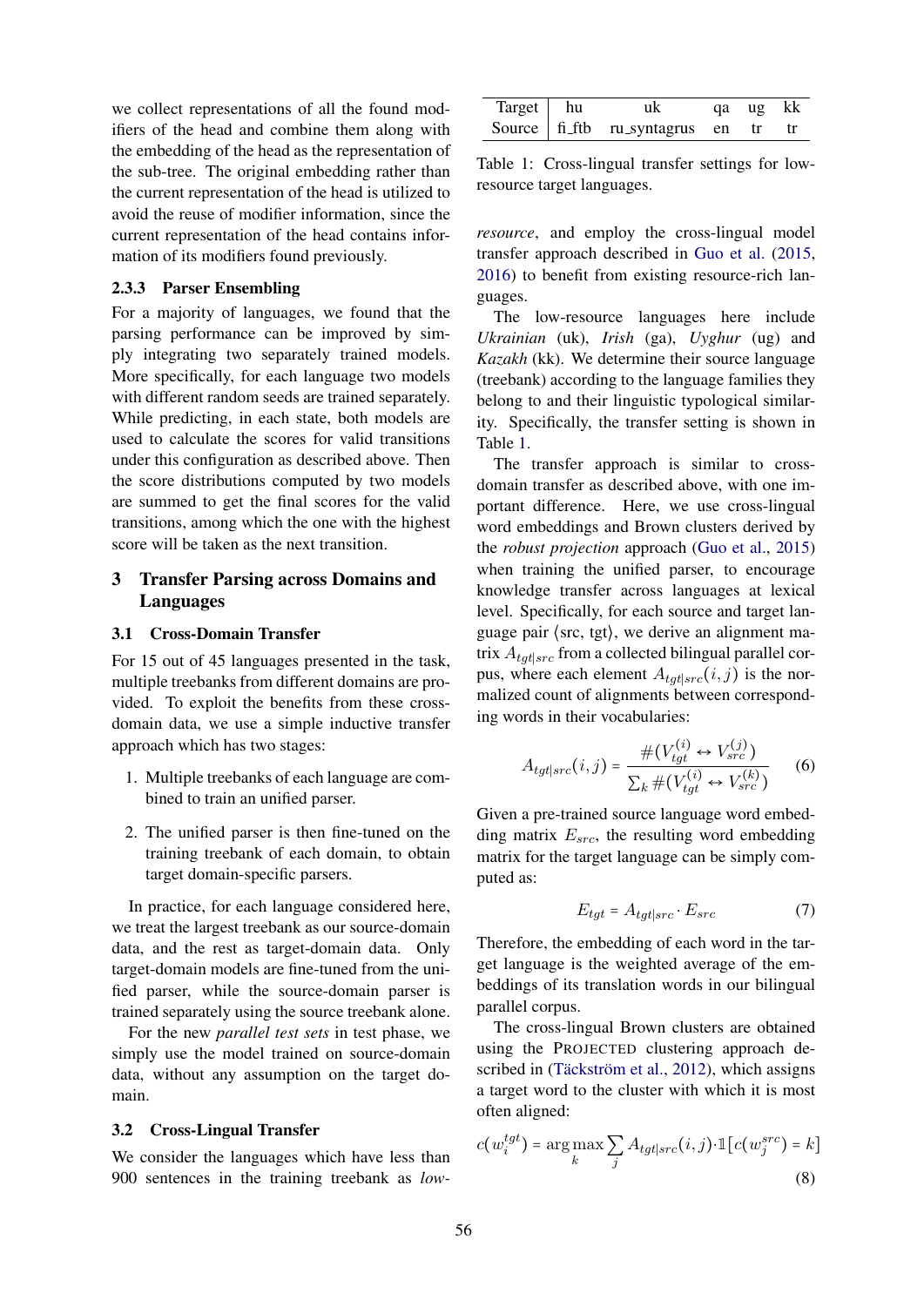we collect representations of all the found modifiers of the head and combine them along with the embedding of the head as the representation of the sub-tree. The original embedding rather than the current representation of the head is utilized to avoid the reuse of modifier information, since the current representation of the head contains information of its modifiers found previously.

### 2.3.3 Parser Ensembling

For a majority of languages, we found that the parsing performance can be improved by simply integrating two separately trained models. More specifically, for each language two models with different random seeds are trained separately. While predicting, in each state, both models are used to calculate the scores for valid transitions under this configuration as described above. Then the score distributions computed by two models are summed to get the final scores for the valid transitions, among which the one with the highest score will be taken as the next transition.

## 3 Transfer Parsing across Domains and Languages

### 3.1 Cross-Domain Transfer

For 15 out of 45 languages presented in the task, multiple treebanks from different domains are provided. To exploit the benefits from these cross-domain data, we use a simple inductive transfer approach which has two stages:

1. Multiple treebanks of each language are combined to train an unified parser.
2. The unified parser is then fine-tuned on the training treebank of each domain, to obtain target domain-specific parsers.

In practice, for each language considered here, we treat the largest treebank as our source-domain data, and the rest as target-domain data. Only target-domain models are fine-tuned from the unified parser, while the source-domain parser is trained separately using the source treebank alone.

For the new *parallel test sets* in test phase, we simply use the model trained on source-domain data, without any assumption on the target domain.

### 3.2 Cross-Lingual Transfer

We consider the languages which have less than 900 sentences in the training treebank as *low-resource*, and employ the cross-lingual model transfer approach described in Guo et al. (2015, 2016) to benefit from existing resource-rich languages.

| Target | hu | uk | qa | ug | kk |
|---|---|---|---|---|---|
| Source | fi_ftb | ru_syntagrus | en | tr | tr |

Table 1: Cross-lingual transfer settings for low-resource target languages.

The low-resource languages here include *Ukrainian* (uk), *Irish* (ga), *Uyghur* (ug) and *Kazakh* (kk). We determine their source language (treebank) according to the language families they belong to and their linguistic typological similarity. Specifically, the transfer setting is shown in Table 1.

The transfer approach is similar to cross-domain transfer as described above, with one important difference. Here, we use cross-lingual word embeddings and Brown clusters derived by the *robust projection* approach (Guo et al., 2015) when training the unified parser, to encourage knowledge transfer across languages at lexical level. Specifically, for each source and target language pair ⟨src, tgt⟩, we derive an alignment matrix $A_{tgt|src}$ from a collected bilingual parallel corpus, where each element $A_{tgt|src}(i, j)$ is the normalized count of alignments between corresponding words in their vocabularies:

$$A_{tgt|src}(i,j) = \frac{\#(V_{tgt}^{(i)} \leftrightarrow V_{src}^{(j)})}{\sum_k \#(V_{tgt}^{(i)} \leftrightarrow V_{src}^{(k)})} \quad (6)$$

Given a pre-trained source language word embedding matrix $E_{src}$, the resulting word embedding matrix for the target language can be simply computed as:

$$E_{tgt} = A_{tgt|src} \cdot E_{src} \quad (7)$$

Therefore, the embedding of each word in the target language is the weighted average of the embeddings of its translation words in our bilingual parallel corpus.

The cross-lingual Brown clusters are obtained using the PROJECTED clustering approach described in (Täckström et al., 2012), which assigns a target word to the cluster with which it is most often aligned:

$$c(w_i^{tgt}) = \arg\max_k \sum_j A_{tgt|src}(i,j) \cdot \mathbb{1}[c(w_j^{src}) = k] \quad (8)$$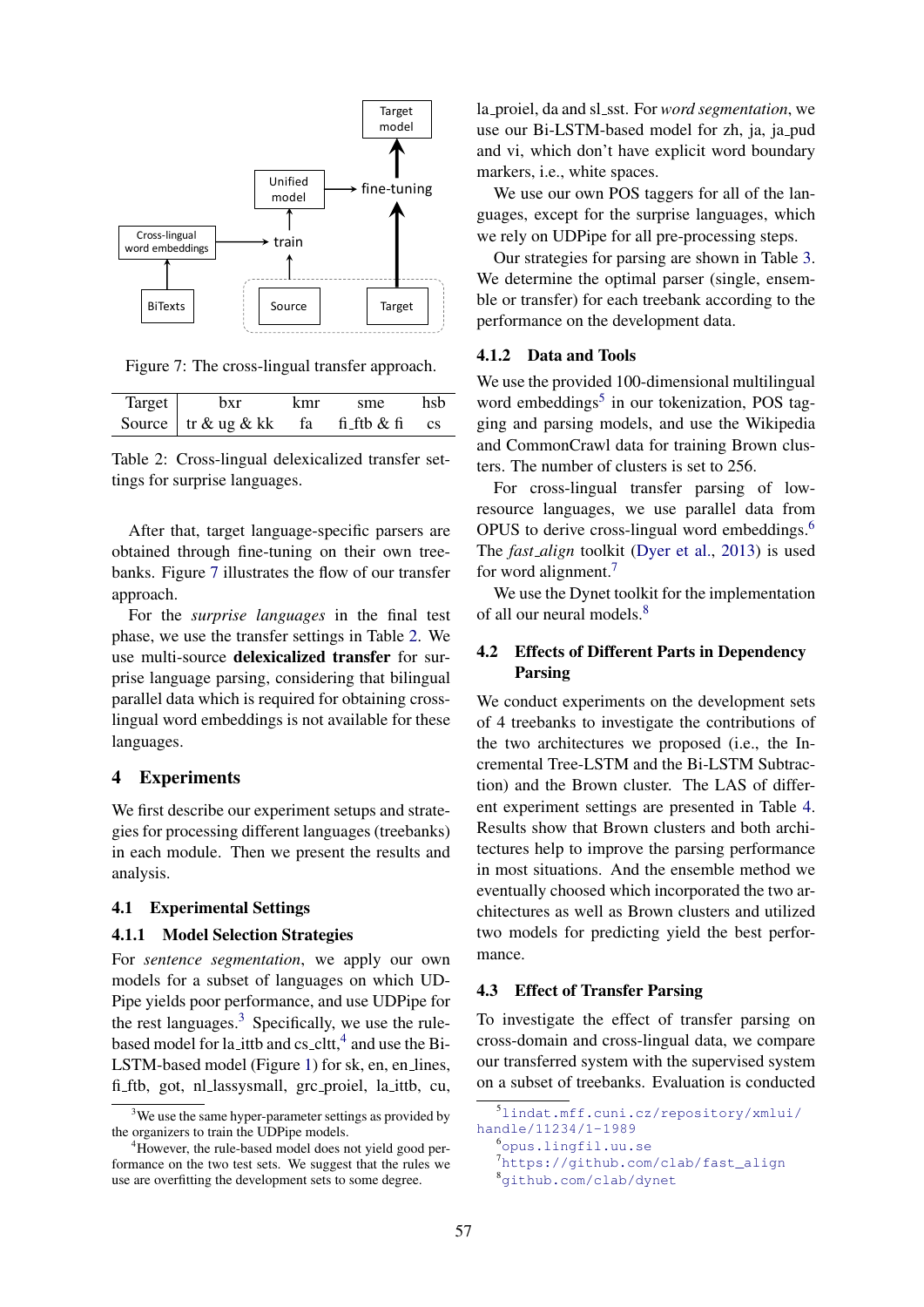Figure 7: The cross-lingual transfer approach.

| Target | bxr | kmr | sme | hsb |
|---|---|---|---|---|
| Source | tr & ug & kk | fa | fi_ftb & fi | cs |

Table 2: Cross-lingual delexicalized transfer settings for surprise languages.

After that, target language-specific parsers are obtained through fine-tuning on their own treebanks. Figure 7 illustrates the flow of our transfer approach.

For the *surprise languages* in the final test phase, we use the transfer settings in Table 2. We use multi-source **delexicalized transfer** for surprise language parsing, considering that bilingual parallel data which is required for obtaining cross-lingual word embeddings is not available for these languages.

# 4 Experiments

We first describe our experiment setups and strategies for processing different languages (treebanks) in each module. Then we present the results and analysis.

## 4.1 Experimental Settings

### 4.1.1 Model Selection Strategies

For *sentence segmentation*, we apply our own models for a subset of languages on which UDPipe yields poor performance, and use UDPipe for the rest languages.[3] Specifically, we use the rule-based model for la_ittb and cs_cltt,[4] and use the Bi-LSTM-based model (Figure 1) for sk, en, en_lines, fi_ftb, got, nl_lassysmall, grc_proiel, la_ittb, cu, la_proiel, da and sl_sst. For *word segmentation*, we use our Bi-LSTM-based model for zh, ja, ja_pud and vi, which don't have explicit word boundary markers, i.e., white spaces.

We use our own POS taggers for all of the languages, except for the surprise languages, which we rely on UDPipe for all pre-processing steps.

Our strategies for parsing are shown in Table 3. We determine the optimal parser (single, ensemble or transfer) for each treebank according to the performance on the development data.

### 4.1.2 Data and Tools

We use the provided 100-dimensional multilingual word embeddings[5] in our tokenization, POS tagging and parsing models, and use the Wikipedia and CommonCrawl data for training Brown clusters. The number of clusters is set to 256.

For cross-lingual transfer parsing of low-resource languages, we use parallel data from OPUS to derive cross-lingual word embeddings.[6] The *fast_align* toolkit (Dyer et al., 2013) is used for word alignment.[7]

We use the Dynet toolkit for the implementation of all our neural models.[8]

## 4.2 Effects of Different Parts in Dependency Parsing

We conduct experiments on the development sets of 4 treebanks to investigate the contributions of the two architectures we proposed (i.e., the Incremental Tree-LSTM and the Bi-LSTM Subtraction) and the Brown cluster. The LAS of different experiment settings are presented in Table 4. Results show that Brown clusters and both architectures help to improve the parsing performance in most situations. And the ensemble method we eventually choosed which incorporated the two architectures as well as Brown clusters and utilized two models for predicting yield the best performance.

## 4.3 Effect of Transfer Parsing

To investigate the effect of transfer parsing on cross-domain and cross-lingual data, we compare our transferred system with the supervised system on a subset of treebanks. Evaluation is conducted

---

[3] We use the same hyper-parameter settings as provided by the organizers to train the UDPipe models.

[4] However, the rule-based model does not yield good performance on the two test sets. We suggest that the rules we use are overfitting the development sets to some degree.

[5] lindat.mff.cuni.cz/repository/xmlui/handle/11234/1-1989

[6] opus.lingfil.uu.se

[7] https://github.com/clab/fast_align

[8] github.com/clab/dynet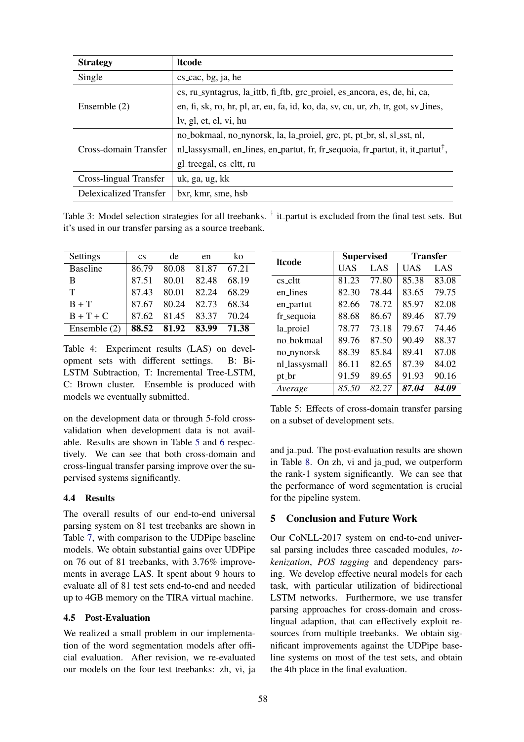| Strategy | ltcode |
|---|---|
| Single | cs_cac, bg, ja, he |
| Ensemble (2) | cs, ru_syntagrus, la_ittb, fi_ftb, grc_proiel, es_ancora, es, de, hi, ca, en, fi, sk, ro, hr, pl, ar, eu, fa, id, ko, da, sv, cu, ur, zh, tr, got, sv_lines, lv, gl, et, el, vi, hu |
| Cross-domain Transfer | no_bokmaal, no_nynorsk, la, la_proiel, grc, pt, pt_br, sl, sl_sst, nl, nl_lassysmall, en_lines, en_partut, fr, fr_sequoia, fr_partut, it, it_partut†, gl_treegal, cs_cltt, ru |
| Cross-lingual Transfer | uk, ga, ug, kk |
| Delexicalized Transfer | bxr, kmr, sme, hsb |

Table 3: Model selection strategies for all treebanks. † it_partut is excluded from the final test sets. But it's used in our transfer parsing as a source treebank.

| Settings | cs | de | en | ko |
|---|---|---|---|---|
| Baseline | 86.79 | 80.08 | 81.87 | 67.21 |
| B | 87.51 | 80.01 | 82.48 | 68.19 |
| T | 87.43 | 80.01 | 82.24 | 68.29 |
| B + T | 87.67 | 80.24 | 82.73 | 68.34 |
| B + T + C | 87.62 | 81.45 | 83.37 | 70.24 |
| Ensemble (2) | **88.52** | **81.92** | **83.99** | **71.38** |

Table 4: Experiment results (LAS) on development sets with different settings. B: Bi-LSTM Subtraction, T: Incremental Tree-LSTM, C: Brown cluster. Ensemble is produced with models we eventually submitted.

on the development data or through 5-fold cross-validation when development data is not available. Results are shown in Table 5 and 6 respectively. We can see that both cross-domain and cross-lingual transfer parsing improve over the supervised systems significantly.

### 4.4 Results

The overall results of our end-to-end universal parsing system on 81 test treebanks are shown in Table 7, with comparison to the UDPipe baseline models. We obtain substantial gains over UDPipe on 76 out of 81 treebanks, with 3.76% improvements in average LAS. It spent about 9 hours to evaluate all of 81 test sets end-to-end and needed up to 4GB memory on the TIRA virtual machine.

### 4.5 Post-Evaluation

We realized a small problem in our implementation of the word segmentation models after official evaluation. After revision, we re-evaluated our models on the four test treebanks: zh, vi, ja

| ltcode | Supervised | | Transfer | |
|---|---|---|---|---|
| | UAS | LAS | UAS | LAS |
| cs_cltt | 81.23 | 77.80 | 85.38 | 83.08 |
| en_lines | 82.30 | 78.44 | 83.65 | 79.75 |
| en_partut | 82.66 | 78.72 | 85.97 | 82.08 |
| fr_sequoia | 88.68 | 86.67 | 89.46 | 87.79 |
| la_proiel | 78.77 | 73.18 | 79.67 | 74.46 |
| no_bokmaal | 89.76 | 87.50 | 90.49 | 88.37 |
| no_nynorsk | 88.39 | 85.84 | 89.41 | 87.08 |
| nl_lassysmall | 86.11 | 82.65 | 87.39 | 84.02 |
| pt_br | 91.59 | 89.65 | 91.93 | 90.16 |
| *Average* | *85.50* | *82.27* | ***87.04*** | ***84.09*** |

Table 5: Effects of cross-domain transfer parsing on a subset of development sets.

and ja_pud. The post-evaluation results are shown in Table 8. On zh, vi and ja_pud, we outperform the rank-1 system significantly. We can see that the performance of word segmentation is crucial for the pipeline system.

## 5 Conclusion and Future Work

Our CoNLL-2017 system on end-to-end universal parsing includes three cascaded modules, *tokenization*, *POS tagging* and dependency parsing. We develop effective neural models for each task, with particular utilization of bidirectional LSTM networks. Furthermore, we use transfer parsing approaches for cross-domain and cross-lingual adaption, that can effectively exploit resources from multiple treebanks. We obtain significant improvements against the UDPipe baseline systems on most of the test sets, and obtain the 4th place in the final evaluation.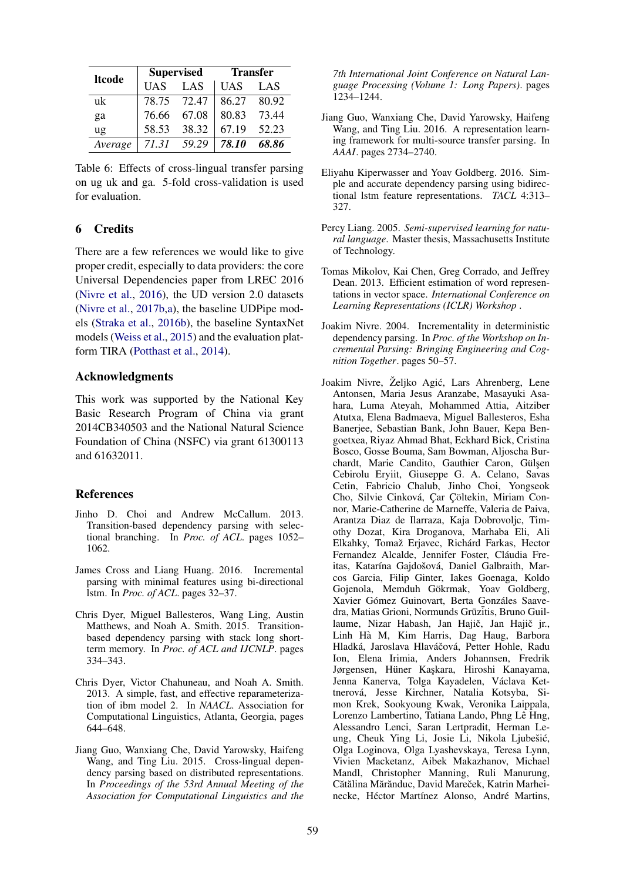| ltcode | Supervised | | Transfer | |
|---|---|---|---|---|
| | UAS | LAS | UAS | LAS |
| uk | 78.75 | 72.47 | 86.27 | 80.92 |
| ga | 76.66 | 67.08 | 80.83 | 73.44 |
| ug | 58.53 | 38.32 | 67.19 | 52.23 |
| *Average* | *71.31* | *59.29* | ***78.10*** | ***68.86*** |

Table 6: Effects of cross-lingual transfer parsing on ug uk and ga. 5-fold cross-validation is used for evaluation.

## 6 Credits

There are a few references we would like to give proper credit, especially to data providers: the core Universal Dependencies paper from LREC 2016 (Nivre et al., 2016), the UD version 2.0 datasets (Nivre et al., 2017b,a), the baseline UDPipe models (Straka et al., 2016b), the baseline SyntaxNet models (Weiss et al., 2015) and the evaluation platform TIRA (Potthast et al., 2014).

## Acknowledgments

This work was supported by the National Key Basic Research Program of China via grant 2014CB340503 and the National Natural Science Foundation of China (NSFC) via grant 61300113 and 61632011.

## References

Jinho D. Choi and Andrew McCallum. 2013. Transition-based dependency parsing with selectional branching. In *Proc. of ACL*. pages 1052–1062.

James Cross and Liang Huang. 2016. Incremental parsing with minimal features using bi-directional lstm. In *Proc. of ACL*. pages 32–37.

Chris Dyer, Miguel Ballesteros, Wang Ling, Austin Matthews, and Noah A. Smith. 2015. Transition-based dependency parsing with stack long short-term memory. In *Proc. of ACL and IJCNLP*. pages 334–343.

Chris Dyer, Victor Chahuneau, and Noah A. Smith. 2013. A simple, fast, and effective reparameterization of ibm model 2. In *NAACL*. Association for Computational Linguistics, Atlanta, Georgia, pages 644–648.

Jiang Guo, Wanxiang Che, David Yarowsky, Haifeng Wang, and Ting Liu. 2015. Cross-lingual dependency parsing based on distributed representations. In *Proceedings of the 53rd Annual Meeting of the Association for Computational Linguistics and the 7th International Joint Conference on Natural Language Processing (Volume 1: Long Papers)*. pages 1234–1244.

Jiang Guo, Wanxiang Che, David Yarowsky, Haifeng Wang, and Ting Liu. 2016. A representation learning framework for multi-source transfer parsing. In *AAAI*. pages 2734–2740.

Eliyahu Kiperwasser and Yoav Goldberg. 2016. Simple and accurate dependency parsing using bidirectional lstm feature representations. *TACL* 4:313–327.

Percy Liang. 2005. *Semi-supervised learning for natural language*. Master thesis, Massachusetts Institute of Technology.

Tomas Mikolov, Kai Chen, Greg Corrado, and Jeffrey Dean. 2013. Efficient estimation of word representations in vector space. *International Conference on Learning Representations (ICLR) Workshop* .

Joakim Nivre. 2004. Incrementality in deterministic dependency parsing. In *Proc. of the Workshop on Incremental Parsing: Bringing Engineering and Cognition Together*. pages 50–57.

Joakim Nivre, Željko Agić, Lars Ahrenberg, Lene Antonsen, Maria Jesus Aranzabe, Masayuki Asahara, Luma Ateyah, Mohammed Attia, Aitziber Atutxa, Elena Badmaeva, Miguel Ballesteros, Esha Banerjee, Sebastian Bank, John Bauer, Kepa Bengoetxea, Riyaz Ahmad Bhat, Eckhard Bick, Cristina Bosco, Gosse Bouma, Sam Bowman, Aljoscha Burchardt, Marie Candito, Gauthier Caron, Gülşen Cebirolu Eryiit, Giuseppe G. A. Celano, Savas Cetin, Fabricio Chalub, Jinho Choi, Yongseok Cho, Silvie Cinková, Çar Çöltekin, Miriam Connor, Marie-Catherine de Marneffe, Valeria de Paiva, Arantza Diaz de Ilarraza, Kaja Dobrovoljc, Timothy Dozat, Kira Droganova, Marhaba Eli, Ali Elkahky, Tomaž Erjavec, Richárd Farkas, Hector Fernandez Alcalde, Jennifer Foster, Cláudia Freitas, Katarína Gajdošová, Daniel Galbraith, Marcos Garcia, Filip Ginter, Iakes Goenaga, Koldo Gojenola, Memduh Gökrmak, Yoav Goldberg, Xavier Gómez Guinovart, Berta Gonzáles Saavedra, Matias Grioni, Normunds Grūzītis, Bruno Guillaume, Nizar Habash, Jan Hajič, Jan Hajič jr., Linh Hà M, Kim Harris, Dag Haug, Barbora Hladká, Jaroslava Hlaváčová, Petter Hohle, Radu Ion, Elena Irimia, Anders Johannsen, Fredrik Jørgensen, Hüner Kaşkara, Hiroshi Kanayama, Jenna Kanerva, Tolga Kayadelen, Václava Kettnerová, Jesse Kirchner, Natalia Kotsyba, Simon Krek, Sookyoung Kwak, Veronika Laippala, Lorenzo Lambertino, Tatiana Lando, Phng Lê Hng, Alessandro Lenci, Saran Lertpradit, Herman Leung, Cheuk Ying Li, Josie Li, Nikola Ljubešić, Olga Loginova, Olga Lyashevskaya, Teresa Lynn, Vivien Macketanz, Aibek Makazhanov, Michael Mandl, Christopher Manning, Ruli Manurung, Cătălina Mărănduc, David Mareček, Katrin Marheinecke, Héctor Martínez Alonso, André Martins,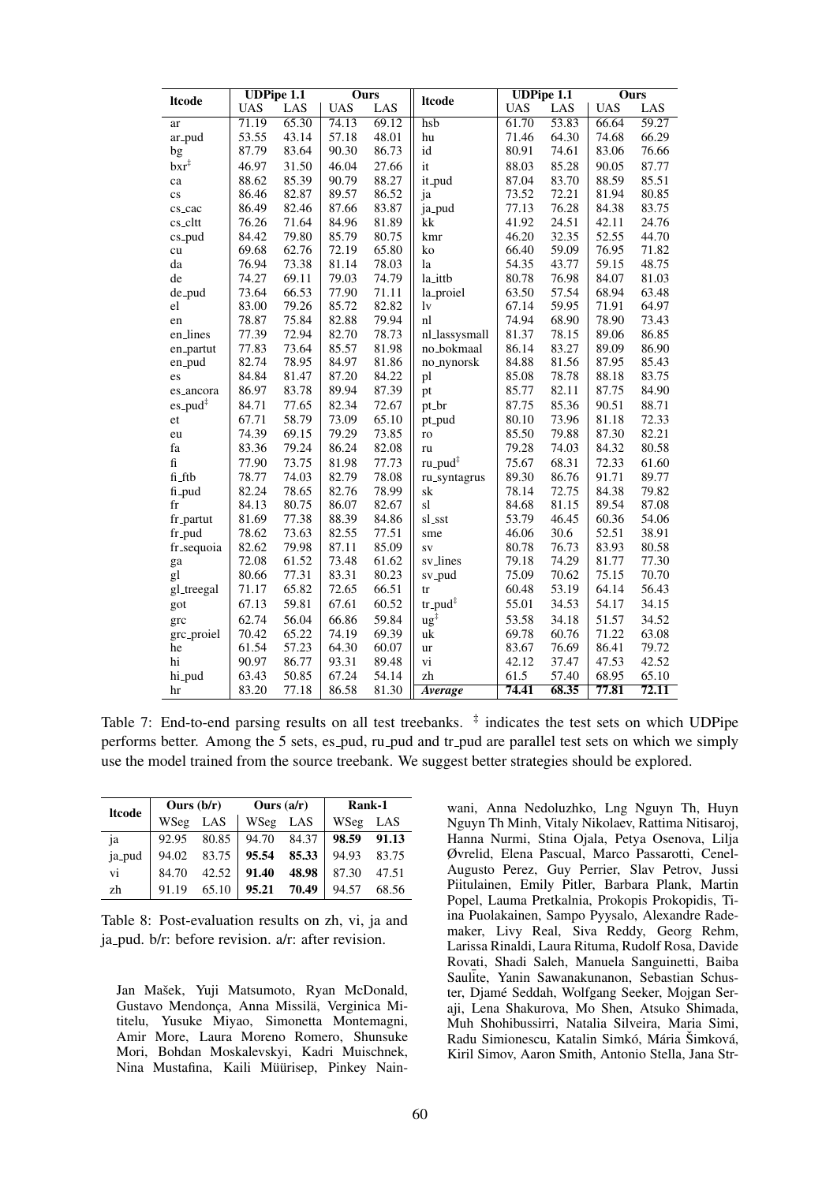| ltcode | UDPipe 1.1 | | Ours | | ltcode | UDPipe 1.1 | | Ours | |
|---|---|---|---|---|---|---|---|---|---|
| | UAS | LAS | UAS | LAS | | UAS | LAS | UAS | LAS |
| ar | 71.19 | 65.30 | 74.13 | 69.12 | hsb | 61.70 | 53.83 | 66.64 | 59.27 |
| ar_pud | 53.55 | 43.14 | 57.18 | 48.01 | hu | 71.46 | 64.30 | 74.68 | 66.29 |
| bg | 87.79 | 83.64 | 90.30 | 86.73 | id | 80.91 | 74.61 | 83.06 | 76.66 |
| bxr‡ | 46.97 | 31.50 | 46.04 | 27.66 | it | 88.03 | 85.28 | 90.05 | 87.77 |
| ca | 88.62 | 85.39 | 90.79 | 88.27 | it_pud | 87.04 | 83.70 | 88.59 | 85.51 |
| cs | 86.46 | 82.87 | 89.57 | 86.52 | ja | 73.52 | 72.21 | 81.94 | 80.85 |
| cs_cac | 86.49 | 82.46 | 87.66 | 83.87 | ja_pud | 77.13 | 76.28 | 84.38 | 83.75 |
| cs_cltt | 76.26 | 71.64 | 84.96 | 81.89 | kk | 41.92 | 24.51 | 42.11 | 24.76 |
| cs_pud | 84.42 | 79.80 | 85.79 | 80.75 | kmr | 46.20 | 32.35 | 52.55 | 44.70 |
| cu | 69.68 | 62.76 | 72.19 | 65.80 | ko | 66.40 | 59.09 | 76.95 | 71.82 |
| da | 76.94 | 73.38 | 81.14 | 78.03 | la | 54.35 | 43.77 | 59.15 | 48.75 |
| de | 74.27 | 69.11 | 79.03 | 74.79 | la_ittb | 80.78 | 76.98 | 84.07 | 81.03 |
| de_pud | 73.64 | 66.53 | 77.90 | 71.11 | la_proiel | 63.50 | 57.54 | 68.94 | 63.48 |
| el | 83.00 | 79.26 | 85.72 | 82.82 | lv | 67.14 | 59.95 | 71.91 | 64.97 |
| en | 78.87 | 75.84 | 82.88 | 79.94 | nl | 74.94 | 68.90 | 78.90 | 73.43 |
| en_lines | 77.39 | 72.94 | 82.70 | 78.73 | nl_lassysmall | 81.37 | 78.15 | 89.06 | 86.85 |
| en_partut | 77.83 | 73.64 | 85.57 | 81.98 | no_bokmaal | 86.14 | 83.27 | 89.09 | 86.90 |
| en_pud | 82.74 | 78.95 | 84.97 | 81.86 | no_nynorsk | 84.88 | 81.56 | 87.95 | 85.43 |
| es | 84.84 | 81.47 | 87.20 | 84.22 | pl | 85.08 | 78.78 | 88.18 | 83.75 |
| es_ancora | 86.97 | 83.78 | 89.94 | 87.39 | pt | 85.77 | 82.11 | 87.75 | 84.90 |
| es_pud‡ | 84.71 | 77.65 | 82.34 | 72.67 | pt_br | 87.75 | 85.36 | 90.51 | 88.71 |
| et | 67.71 | 58.79 | 73.09 | 65.10 | pt_pud | 80.10 | 73.96 | 81.18 | 72.33 |
| eu | 74.39 | 69.15 | 79.29 | 73.85 | ro | 85.50 | 79.88 | 87.30 | 82.21 |
| fa | 83.36 | 79.24 | 86.24 | 82.08 | ru | 79.28 | 74.03 | 84.32 | 80.58 |
| fi | 77.90 | 73.75 | 81.98 | 77.73 | ru_pud‡ | 75.67 | 68.31 | 72.33 | 61.60 |
| fi_ftb | 78.77 | 74.03 | 82.79 | 78.08 | ru_syntagrus | 89.30 | 86.76 | 91.71 | 89.77 |
| fi_pud | 82.24 | 78.65 | 82.76 | 78.99 | sk | 78.14 | 72.75 | 84.38 | 79.82 |
| fr | 84.13 | 80.75 | 86.07 | 82.67 | sl | 84.68 | 81.15 | 89.54 | 87.08 |
| fr_partut | 81.69 | 77.38 | 88.39 | 84.86 | sl_sst | 53.79 | 46.45 | 60.36 | 54.06 |
| fr_pud | 78.62 | 73.63 | 82.55 | 77.51 | sme | 46.06 | 30.6 | 52.51 | 38.91 |
| fr_sequoia | 82.62 | 79.98 | 87.11 | 85.09 | sv | 80.78 | 76.73 | 83.93 | 80.58 |
| ga | 72.08 | 61.52 | 73.48 | 61.62 | sv_lines | 79.18 | 74.29 | 81.77 | 77.30 |
| gl | 80.66 | 77.31 | 83.31 | 80.23 | sv_pud | 75.09 | 70.62 | 75.15 | 70.70 |
| gl_treegal | 71.17 | 65.82 | 72.65 | 66.51 | tr | 60.48 | 53.19 | 64.14 | 56.43 |
| got | 67.13 | 59.81 | 67.61 | 60.52 | tr_pud‡ | 55.01 | 34.53 | 54.17 | 34.15 |
| grc | 62.74 | 56.04 | 66.86 | 59.84 | ug‡ | 53.58 | 34.18 | 51.57 | 34.52 |
| grc_proiel | 70.42 | 65.22 | 74.19 | 69.39 | uk | 69.78 | 60.76 | 71.22 | 63.08 |
| he | 61.54 | 57.23 | 64.30 | 60.07 | ur | 83.67 | 76.69 | 86.41 | 79.72 |
| hi | 90.97 | 86.77 | 93.31 | 89.48 | vi | 42.12 | 37.47 | 47.53 | 42.52 |
| hi_pud | 63.43 | 50.85 | 67.24 | 54.14 | zh | 61.5 | 57.40 | 68.95 | 65.10 |
| hr | 83.20 | 77.18 | 86.58 | 81.30 | *Average* | **74.41** | **68.35** | **77.81** | **72.11** |

Table 7: End-to-end parsing results on all test treebanks. ‡ indicates the test sets on which UDPipe performs better. Among the 5 sets, es_pud, ru_pud and tr_pud are parallel test sets on which we simply use the model trained from the source treebank. We suggest better strategies should be explored.

| ltcode | Ours (b/r) | | Ours (a/r) | | Rank-1 | |
|---|---|---|---|---|---|---|
| | WSeg | LAS | WSeg | LAS | WSeg | LAS |
| ja | 92.95 | 80.85 | 94.70 | 84.37 | **98.59** | **91.13** |
| ja_pud | 94.02 | 83.75 | **95.54** | **85.33** | 94.93 | 83.75 |
| vi | 84.70 | 42.52 | **91.40** | **48.98** | 87.30 | 47.51 |
| zh | 91.19 | 65.10 | **95.21** | **70.49** | 94.57 | 68.56 |

Table 8: Post-evaluation results on zh, vi, ja and ja_pud. b/r: before revision. a/r: after revision.

Jan Mašek, Yuji Matsumoto, Ryan McDonald, Gustavo Mendonça, Anna Missilä, Verginica Mititelu, Yusuke Miyao, Simonetta Montemagni, Amir More, Laura Moreno Romero, Shunsuke Mori, Bohdan Moskalevskyi, Kadri Muischnek, Nina Mustafina, Kaili Müürisep, Pinkey Nainwani, Anna Nedoluzhko, Lng Nguyn Th, Huyn Nguyn Th Minh, Vitaly Nikolaev, Rattima Nitisaroj, Hanna Nurmi, Stina Ojala, Petya Osenova, Lilja Øvrelid, Elena Pascual, Marco Passarotti, Cenel-Augusto Perez, Guy Perrier, Slav Petrov, Jussi Piitulainen, Emily Pitler, Barbara Plank, Martin Popel, Lauma Pretkalnia, Prokopis Prokopidis, Tiina Puolakainen, Sampo Pyysalo, Alexandre Rademaker, Livy Real, Siva Reddy, Georg Rehm, Larissa Rinaldi, Laura Rituma, Rudolf Rosa, Davide Rovati, Shadi Saleh, Manuela Sanguinetti, Baiba Saulīte, Yanin Sawanakunanon, Sebastian Schuster, Djamé Seddah, Wolfgang Seeker, Mojgan Seraji, Lena Shakurova, Mo Shen, Atsuko Shimada, Muh Shohibussirri, Natalia Silveira, Maria Simi, Radu Simionescu, Katalin Simkó, Mária Šimková, Kiril Simov, Aaron Smith, Antonio Stella, Jana Str-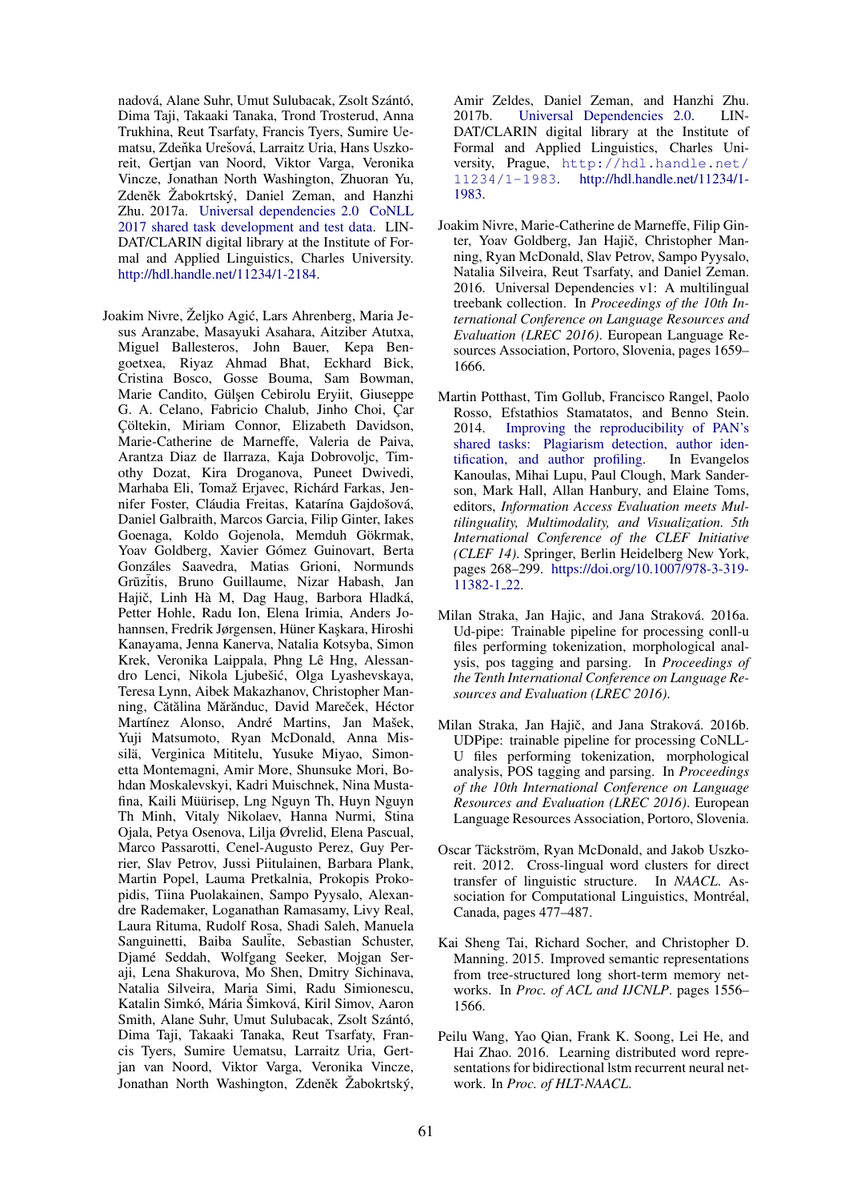nadová, Alane Suhr, Umut Sulubacak, Zsolt Szántó, Dima Taji, Takaaki Tanaka, Trond Trosterud, Anna Trukhina, Reut Tsarfaty, Francis Tyers, Sumire Uematsu, Zdeňka Urešová, Larraitz Uria, Hans Uszkoreit, Gertjan van Noord, Viktor Varga, Veronika Vincze, Jonathan North Washington, Zhuoran Yu, Zdeněk Žabokrtský, Daniel Zeman, and Hanzhi Zhu. 2017a. Universal dependencies 2.0 CoNLL 2017 shared task development and test data. LINDAT/CLARIN digital library at the Institute of Formal and Applied Linguistics, Charles University. http://hdl.handle.net/11234/1-2184.

Joakim Nivre, Željko Agić, Lars Ahrenberg, Maria Jesus Aranzabe, Masayuki Asahara, Aitziber Atutxa, Miguel Ballesteros, John Bauer, Kepa Bengoetxea, Riyaz Ahmad Bhat, Eckhard Bick, Cristina Bosco, Gosse Bouma, Sam Bowman, Marie Candito, Gülşen Cebirolu Eryiit, Giuseppe G. A. Celano, Fabricio Chalub, Jinho Choi, Çar Çöltekin, Miriam Connor, Elizabeth Davidson, Marie-Catherine de Marneffe, Valeria de Paiva, Arantza Diaz de Ilarraza, Kaja Dobrovoljc, Timothy Dozat, Kira Droganova, Puneet Dwivedi, Marhaba Eli, Tomaž Erjavec, Richárd Farkas, Jennifer Foster, Cláudia Freitas, Katarína Gajdošová, Daniel Galbraith, Marcos Garcia, Filip Ginter, Iakes Goenaga, Koldo Gojenola, Memduh Gökrmak, Yoav Goldberg, Xavier Gómez Guinovart, Berta Gonzáles Saavedra, Matias Grioni, Normunds Grūzītis, Bruno Guillaume, Nizar Habash, Jan Hajič, Linh Hà M, Dag Haug, Barbora Hladká, Petter Hohle, Radu Ion, Elena Irimia, Anders Johannsen, Fredrik Jørgensen, Hüner Kaşkara, Hiroshi Kanayama, Jenna Kanerva, Natalia Kotsyba, Simon Krek, Veronika Laippala, Phng Lê Hng, Alessandro Lenci, Nikola Ljubešić, Olga Lyashevskaya, Teresa Lynn, Aibek Makazhanov, Christopher Manning, Cătălina Mărănduc, David Mareček, Héctor Martínez Alonso, André Martins, Jan Mašek, Yuji Matsumoto, Ryan McDonald, Anna Missilä, Verginica Mititelu, Yusuke Miyao, Simonetta Montemagni, Amir More, Shunsuke Mori, Bohdan Moskalevskyi, Kadri Muischnek, Nina Mustafina, Kaili Müürisep, Lng Nguyn Th, Huyn Nguyn Th Minh, Vitaly Nikolaev, Hanna Nurmi, Stina Ojala, Petya Osenova, Lilja Øvrelid, Elena Pascual, Marco Passarotti, Cenel-Augusto Perez, Guy Perrier, Slav Petrov, Jussi Piitulainen, Barbara Plank, Martin Popel, Lauma Pretkalnia, Prokopis Prokopidis, Tiina Puolakainen, Sampo Pyysalo, Alexandre Rademaker, Loganathan Ramasamy, Livy Real, Laura Rituma, Rudolf Rosa, Shadi Saleh, Manuela Sanguinetti, Baiba Saulīte, Sebastian Schuster, Djamé Seddah, Wolfgang Seeker, Mojgan Seraji, Lena Shakurova, Mo Shen, Dmitry Sichinava, Natalia Silveira, Maria Simi, Radu Simionescu, Katalin Simkó, Mária Šimková, Kiril Simov, Aaron Smith, Alane Suhr, Umut Sulubacak, Zsolt Szántó, Dima Taji, Takaaki Tanaka, Reut Tsarfaty, Francis Tyers, Sumire Uematsu, Larraitz Uria, Gertjan van Noord, Viktor Varga, Veronika Vincze, Jonathan North Washington, Zdeněk Žabokrtský, Amir Zeldes, Daniel Zeman, and Hanzhi Zhu. 2017b. Universal Dependencies 2.0. LINDAT/CLARIN digital library at the Institute of Formal and Applied Linguistics, Charles University, Prague, http://hdl.handle.net/11234/1-1983. http://hdl.handle.net/11234/1-1983.

Joakim Nivre, Marie-Catherine de Marneffe, Filip Ginter, Yoav Goldberg, Jan Hajič, Christopher Manning, Ryan McDonald, Slav Petrov, Sampo Pyysalo, Natalia Silveira, Reut Tsarfaty, and Daniel Zeman. 2016. Universal Dependencies v1: A multilingual treebank collection. In *Proceedings of the 10th International Conference on Language Resources and Evaluation (LREC 2016)*. European Language Resources Association, Portoro, Slovenia, pages 1659–1666.

Martin Potthast, Tim Gollub, Francisco Rangel, Paolo Rosso, Efstathios Stamatatos, and Benno Stein. 2014. Improving the reproducibility of PAN's shared tasks: Plagiarism detection, author identification, and author profiling. In Evangelos Kanoulas, Mihai Lupu, Paul Clough, Mark Sanderson, Mark Hall, Allan Hanbury, and Elaine Toms, editors, *Information Access Evaluation meets Multilinguality, Multimodality, and Visualization. 5th International Conference of the CLEF Initiative (CLEF 14)*. Springer, Berlin Heidelberg New York, pages 268–299. https://doi.org/10.1007/978-3-319-11382-1_22.

Milan Straka, Jan Hajic, and Jana Straková. 2016a. Ud-pipe: Trainable pipeline for processing conll-u files performing tokenization, morphological analysis, pos tagging and parsing. In *Proceedings of the Tenth International Conference on Language Resources and Evaluation (LREC 2016)*.

Milan Straka, Jan Hajič, and Jana Straková. 2016b. UDPipe: trainable pipeline for processing CoNLL-U files performing tokenization, morphological analysis, POS tagging and parsing. In *Proceedings of the 10th International Conference on Language Resources and Evaluation (LREC 2016)*. European Language Resources Association, Portoro, Slovenia.

Oscar Täckström, Ryan McDonald, and Jakob Uszkoreit. 2012. Cross-lingual word clusters for direct transfer of linguistic structure. In *NAACL*. Association for Computational Linguistics, Montréal, Canada, pages 477–487.

Kai Sheng Tai, Richard Socher, and Christopher D. Manning. 2015. Improved semantic representations from tree-structured long short-term memory networks. In *Proc. of ACL and IJCNLP*. pages 1556–1566.

Peilu Wang, Yao Qian, Frank K. Soong, Lei He, and Hai Zhao. 2016. Learning distributed word representations for bidirectional lstm recurrent neural network. In *Proc. of HLT-NAACL*.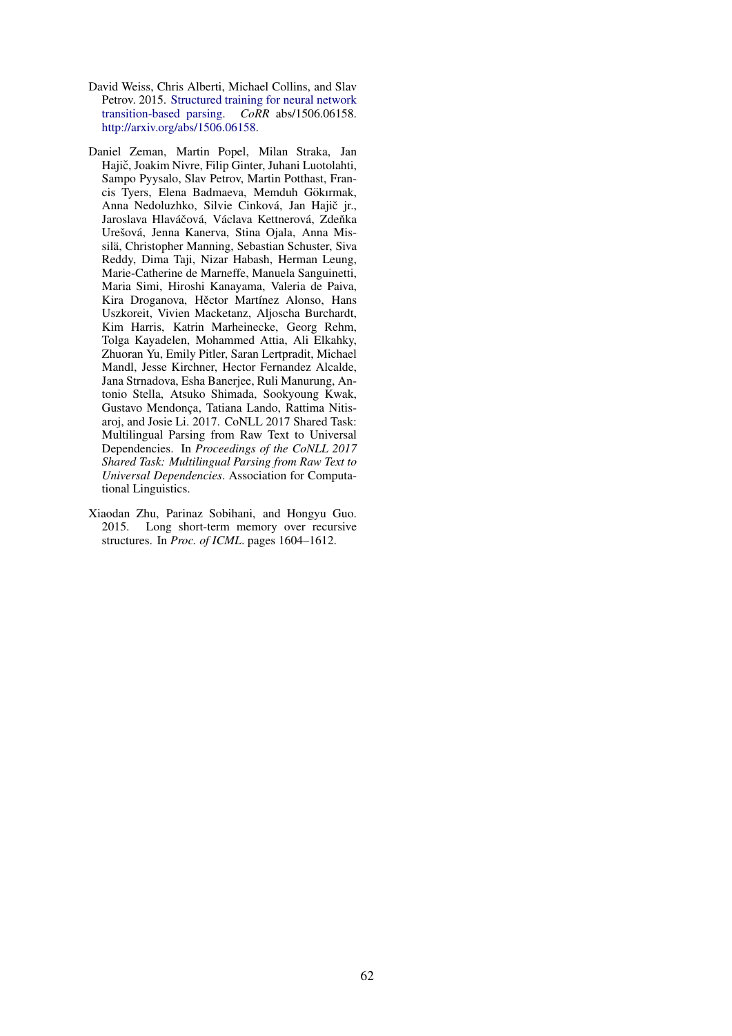David Weiss, Chris Alberti, Michael Collins, and Slav Petrov. 2015. Structured training for neural network transition-based parsing. *CoRR* abs/1506.06158. http://arxiv.org/abs/1506.06158.

Daniel Zeman, Martin Popel, Milan Straka, Jan Hajič, Joakim Nivre, Filip Ginter, Juhani Luotolahti, Sampo Pyysalo, Slav Petrov, Martin Potthast, Francis Tyers, Elena Badmaeva, Memduh Gökırmak, Anna Nedoluzhko, Silvie Cinková, Jan Hajič jr., Jaroslava Hlaváčová, Václava Kettnerová, Zdeňka Urešová, Jenna Kanerva, Stina Ojala, Anna Missilä, Christopher Manning, Sebastian Schuster, Siva Reddy, Dima Taji, Nizar Habash, Herman Leung, Marie-Catherine de Marneffe, Manuela Sanguinetti, Maria Simi, Hiroshi Kanayama, Valeria de Paiva, Kira Droganova, Hěctor Martínez Alonso, Hans Uszkoreit, Vivien Macketanz, Aljoscha Burchardt, Kim Harris, Katrin Marheinecke, Georg Rehm, Tolga Kayadelen, Mohammed Attia, Ali Elkahky, Zhuoran Yu, Emily Pitler, Saran Lertpradit, Michael Mandl, Jesse Kirchner, Hector Fernandez Alcalde, Jana Strnadova, Esha Banerjee, Ruli Manurung, Antonio Stella, Atsuko Shimada, Sookyoung Kwak, Gustavo Mendonça, Tatiana Lando, Rattima Nitisaroj, and Josie Li. 2017. CoNLL 2017 Shared Task: Multilingual Parsing from Raw Text to Universal Dependencies. In *Proceedings of the CoNLL 2017 Shared Task: Multilingual Parsing from Raw Text to Universal Dependencies*. Association for Computational Linguistics.

Xiaodan Zhu, Parinaz Sobihani, and Hongyu Guo. 2015. Long short-term memory over recursive structures. In *Proc. of ICML*. pages 1604–1612.